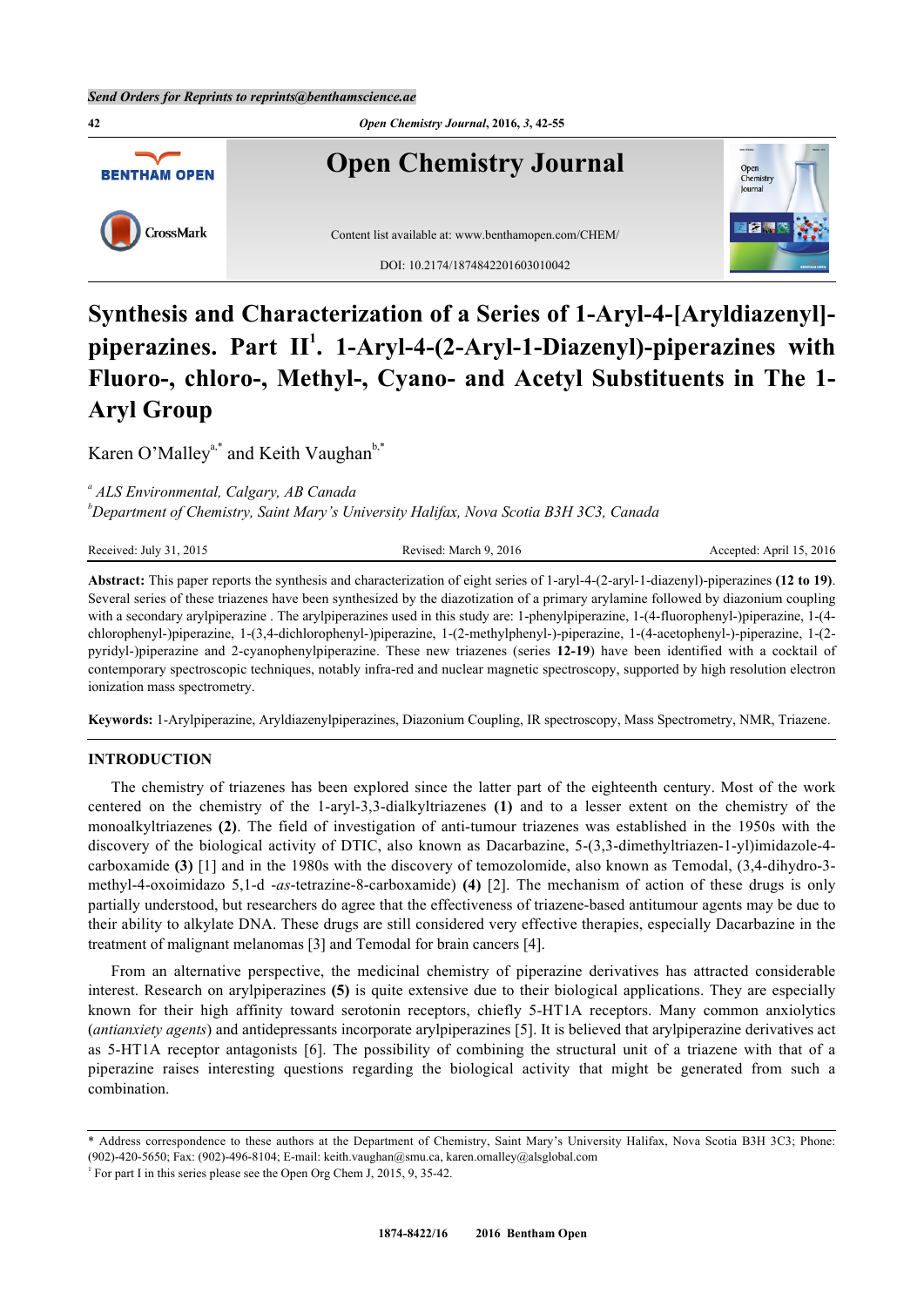Send Orders for Reprints to reprints@benthamscience.ae

Content list available at: www.benthamopen.com/CHEM/

DOI: 10.2174/1874842201603010042

# Synthesis and Characterization of a Series of 1-Aryl-4-[Aryldiazenyl]-piperazines. Part II[1]. 1-Aryl-4-(2-Aryl-1-Diazenyl)-piperazines with Fluoro-, chloro-, Methyl-, Cyano- and Acetyl Substituents in The 1-Aryl Group

Karen O'Malley[a,*] and Keith Vaughan[b,*]

[a] *ALS Environmental, Calgary, AB Canada*
[b] *Department of Chemistry, Saint Mary's University Halifax, Nova Scotia B3H 3C3, Canada*

Received: July 31, 2015 | Revised: March 9, 2016 | Accepted: April 15, 2016

**Abstract:** This paper reports the synthesis and characterization of eight series of 1-aryl-4-(2-aryl-1-diazenyl)-piperazines **(12 to 19)**. Several series of these triazenes have been synthesized by the diazotization of a primary arylamine followed by diazonium coupling with a secondary arylpiperazine . The arylpiperazines used in this study are: 1-phenylpiperazine, 1-(4-fluorophenyl-)piperazine, 1-(4-chlorophenyl-)piperazine, 1-(3,4-dichlorophenyl-)piperazine, 1-(2-methylphenyl-)-piperazine, 1-(4-acetophenyl-)-piperazine, 1-(2-pyridyl-)piperazine and 2-cyanophenylpiperazine. These new triazenes (series **12-19**) have been identified with a cocktail of contemporary spectroscopic techniques, notably infra-red and nuclear magnetic spectroscopy, supported by high resolution electron ionization mass spectrometry.

**Keywords:** 1-Arylpiperazine, Aryldiazenylpiperazines, Diazonium Coupling, IR spectroscopy, Mass Spectrometry, NMR, Triazene.

## INTRODUCTION

The chemistry of triazenes has been explored since the latter part of the eighteenth century. Most of the work centered on the chemistry of the 1-aryl-3,3-dialkyltriazenes **(1)** and to a lesser extent on the chemistry of the monoalkyltriazenes **(2)**. The field of investigation of anti-tumour triazenes was established in the 1950s with the discovery of the biological activity of DTIC, also known as Dacarbazine, 5-(3,3-dimethyltriazen-1-yl)imidazole-4-carboxamide **(3)** [1] and in the 1980s with the discovery of temozolomide, also known as Temodal, (3,4-dihydro-3-methyl-4-oxoimidazo 5,1-d -*as*-tetrazine-8-carboxamide) **(4)** [2]. The mechanism of action of these drugs is only partially understood, but researchers do agree that the effectiveness of triazene-based antitumour agents may be due to their ability to alkylate DNA. These drugs are still considered very effective therapies, especially Dacarbazine in the treatment of malignant melanomas [3] and Temodal for brain cancers [4].

From an alternative perspective, the medicinal chemistry of piperazine derivatives has attracted considerable interest. Research on arylpiperazines **(5)** is quite extensive due to their biological applications. They are especially known for their high affinity toward serotonin receptors, chiefly 5-HT1A receptors. Many common anxiolytics (*antianxiety agents*) and antidepressants incorporate arylpiperazines [5]. It is believed that arylpiperazine derivatives act as 5-HT1A receptor antagonists [6]. The possibility of combining the structural unit of a triazene with that of a piperazine raises interesting questions regarding the biological activity that might be generated from such a combination.

---

\* Address correspondence to these authors at the Department of Chemistry, Saint Mary's University Halifax, Nova Scotia B3H 3C3; Phone: (902)-420-5650; Fax: (902)-496-8104; E-mail: keith.vaughan@smu.ca, karen.omalley@alsglobal.com

[1] For part I in this series please see the Open Org Chem J, 2015, 9, 35-42.

1874-8422/16 2016 Bentham Open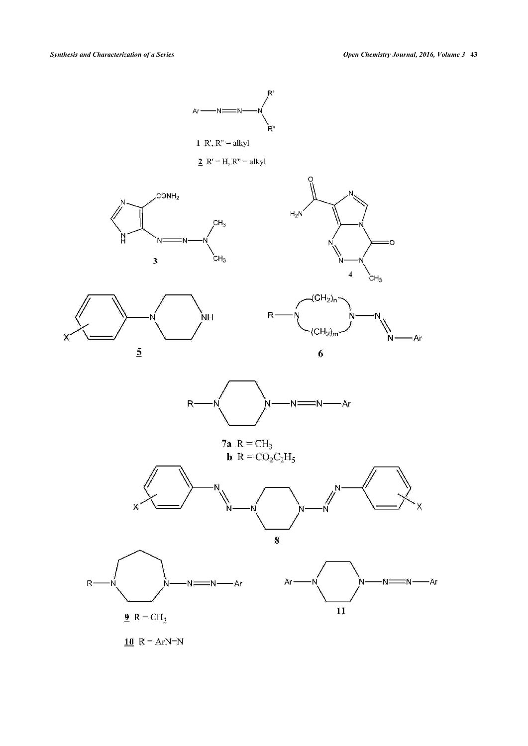**1** R', R" = alkyl

**2** R' = H, R" = alkyl

**3**

**4**

**5**

**6**

**7a** R = $CH_3$

**b** R = $CO_2C_2H_5$

**8**

**9** R = $CH_3$

**10** R = ArN=N

**11**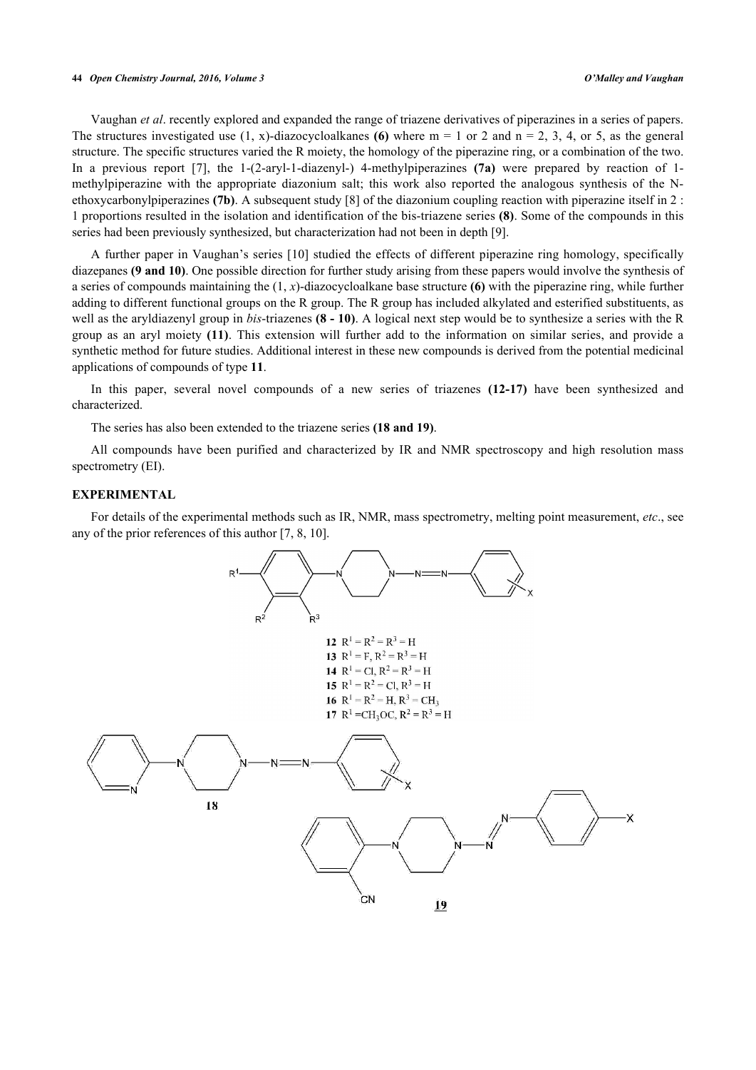Vaughan *et al*. recently explored and expanded the range of triazene derivatives of piperazines in a series of papers. The structures investigated use (1, x)-diazocycloalkanes **(6)** where m = 1 or 2 and n = 2, 3, 4, or 5, as the general structure. The specific structures varied the R moiety, the homology of the piperazine ring, or a combination of the two. In a previous report [7], the 1-(2-aryl-1-diazenyl-) 4-methylpiperazines **(7a)** were prepared by reaction of 1-methylpiperazine with the appropriate diazonium salt; this work also reported the analogous synthesis of the N-ethoxycarbonylpiperazines **(7b)**. A subsequent study [8] of the diazonium coupling reaction with piperazine itself in 2 : 1 proportions resulted in the isolation and identification of the bis-triazene series **(8)**. Some of the compounds in this series had been previously synthesized, but characterization had not been in depth [9].

A further paper in Vaughan's series [10] studied the effects of different piperazine ring homology, specifically diazepanes **(9 and 10)**. One possible direction for further study arising from these papers would involve the synthesis of a series of compounds maintaining the (1, *x*)-diazocycloalkane base structure **(6)** with the piperazine ring, while further adding to different functional groups on the R group. The R group has included alkylated and esterified substituents, as well as the aryldiazenyl group in *bis*-triazenes **(8 - 10)**. A logical next step would be to synthesize a series with the R group as an aryl moiety **(11)**. This extension will further add to the information on similar series, and provide a synthetic method for future studies. Additional interest in these new compounds is derived from the potential medicinal applications of compounds of type **11**.

In this paper, several novel compounds of a new series of triazenes **(12-17)** have been synthesized and characterized.

The series has also been extended to the triazene series **(18 and 19)**.

All compounds have been purified and characterized by IR and NMR spectroscopy and high resolution mass spectrometry (EI).

## EXPERIMENTAL

For details of the experimental methods such as IR, NMR, mass spectrometry, melting point measurement, *etc*., see any of the prior references of this author [7, 8, 10].

**12** $R^1 = R^2 = R^3 = H$
**13** $R^1 = F, R^2 = R^3 = H$
**14** $R^1 = Cl, R^2 = R^3 = H$
**15** $R^1 = R^2 = Cl, R^3 = H$
**16** $R^1 = R^2 = H, R^3 = CH_3$
**17** $R^1 = CH_3OC, R^2 = R^3 = H$

**18**

**19**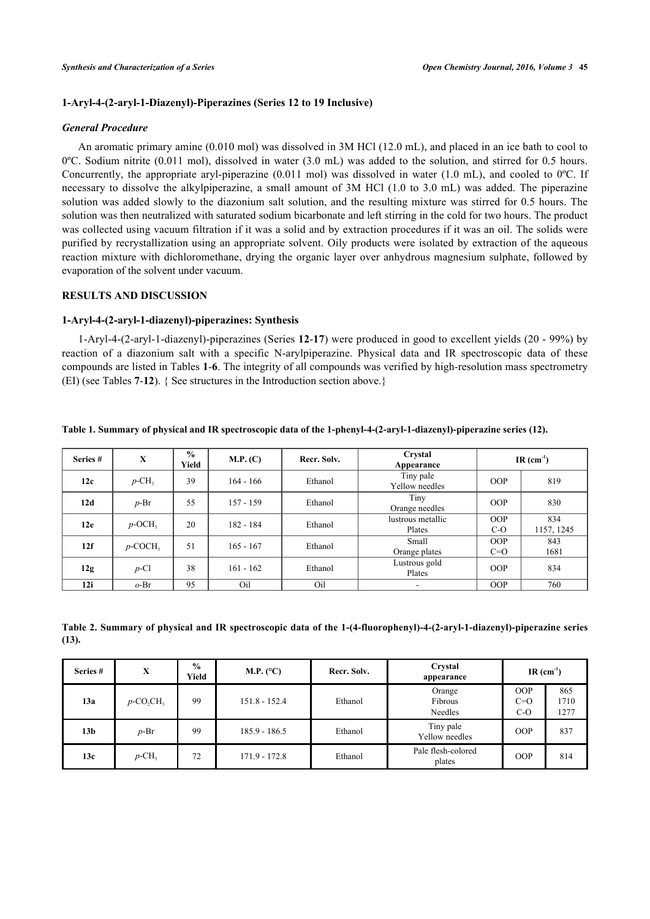### 1-Aryl-4-(2-aryl-1-Diazenyl)-Piperazines (Series 12 to 19 Inclusive)

#### *General Procedure*

An aromatic primary amine (0.010 mol) was dissolved in 3M HCl (12.0 mL), and placed in an ice bath to cool to 0ºC. Sodium nitrite (0.011 mol), dissolved in water (3.0 mL) was added to the solution, and stirred for 0.5 hours. Concurrently, the appropriate aryl-piperazine (0.011 mol) was dissolved in water (1.0 mL), and cooled to 0ºC. If necessary to dissolve the alkylpiperazine, a small amount of 3M HCl (1.0 to 3.0 mL) was added. The piperazine solution was added slowly to the diazonium salt solution, and the resulting mixture was stirred for 0.5 hours. The solution was then neutralized with saturated sodium bicarbonate and left stirring in the cold for two hours. The product was collected using vacuum filtration if it was a solid and by extraction procedures if it was an oil. The solids were purified by recrystallization using an appropriate solvent. Oily products were isolated by extraction of the aqueous reaction mixture with dichloromethane, drying the organic layer over anhydrous magnesium sulphate, followed by evaporation of the solvent under vacuum.

## RESULTS AND DISCUSSION

### 1-Aryl-4-(2-aryl-1-diazenyl)-piperazines: Synthesis

1-Aryl-4-(2-aryl-1-diazenyl)-piperazines (Series **12**-**17**) were produced in good to excellent yields (20 - 99%) by reaction of a diazonium salt with a specific N-arylpiperazine. Physical data and IR spectroscopic data of these compounds are listed in Tables **1**-**6**. The integrity of all compounds was verified by high-resolution mass spectrometry (EI) (see Tables **7**-**12**). { See structures in the Introduction section above.}

**Table 1. Summary of physical and IR spectroscopic data of the 1-phenyl-4-(2-aryl-1-diazenyl)-piperazine series (12).**

| Series # | X | % Yield | M.P. (C) | Recr. Solv. | Crystal Appearance | IR ($cm^{-1}$) | |
|---|---|---|---|---|---|---|---|
| **12c** | *p*-$CH_3$ | 39 | 164 - 166 | Ethanol | Tiny pale Yellow needles | OOP | 819 |
| **12d** | *p*-Br | 55 | 157 - 159 | Ethanol | Tiny Orange needles | OOP | 830 |
| **12e** | *p*-$OCH_3$ | 20 | 182 - 184 | Ethanol | lustrous metallic Plates | OOP<br>C-O | 834<br>1157, 1245 |
| **12f** | *p*-$COCH_3$ | 51 | 165 - 167 | Ethanol | Small Orange plates | OOP<br>C=O | 843<br>1681 |
| **12g** | *p*-Cl | 38 | 161 - 162 | Ethanol | Lustrous gold Plates | OOP | 834 |
| **12i** | *o*-Br | 95 | Oil | Oil | - | OOP | 760 |

**Table 2. Summary of physical and IR spectroscopic data of the 1-(4-fluorophenyl)-4-(2-aryl-1-diazenyl)-piperazine series (13).**

| Series # | X | % Yield | M.P. (°C) | Recr. Solv. | Crystal appearance | IR ($cm^{-1}$) | |
|---|---|---|---|---|---|---|---|
| **13a** | *p*-$CO_2CH_3$ | 99 | 151.8 - 152.4 | Ethanol | Orange Fibrous Needles | OOP<br>C=O<br>C-O | 865<br>1710<br>1277 |
| **13b** | *p*-Br | 99 | 185.9 - 186.5 | Ethanol | Tiny pale Yellow needles | OOP | 837 |
| **13c** | *p*-$CH_3$ | 72 | 171.9 - 172.8 | Ethanol | Pale flesh-colored plates | OOP | 814 |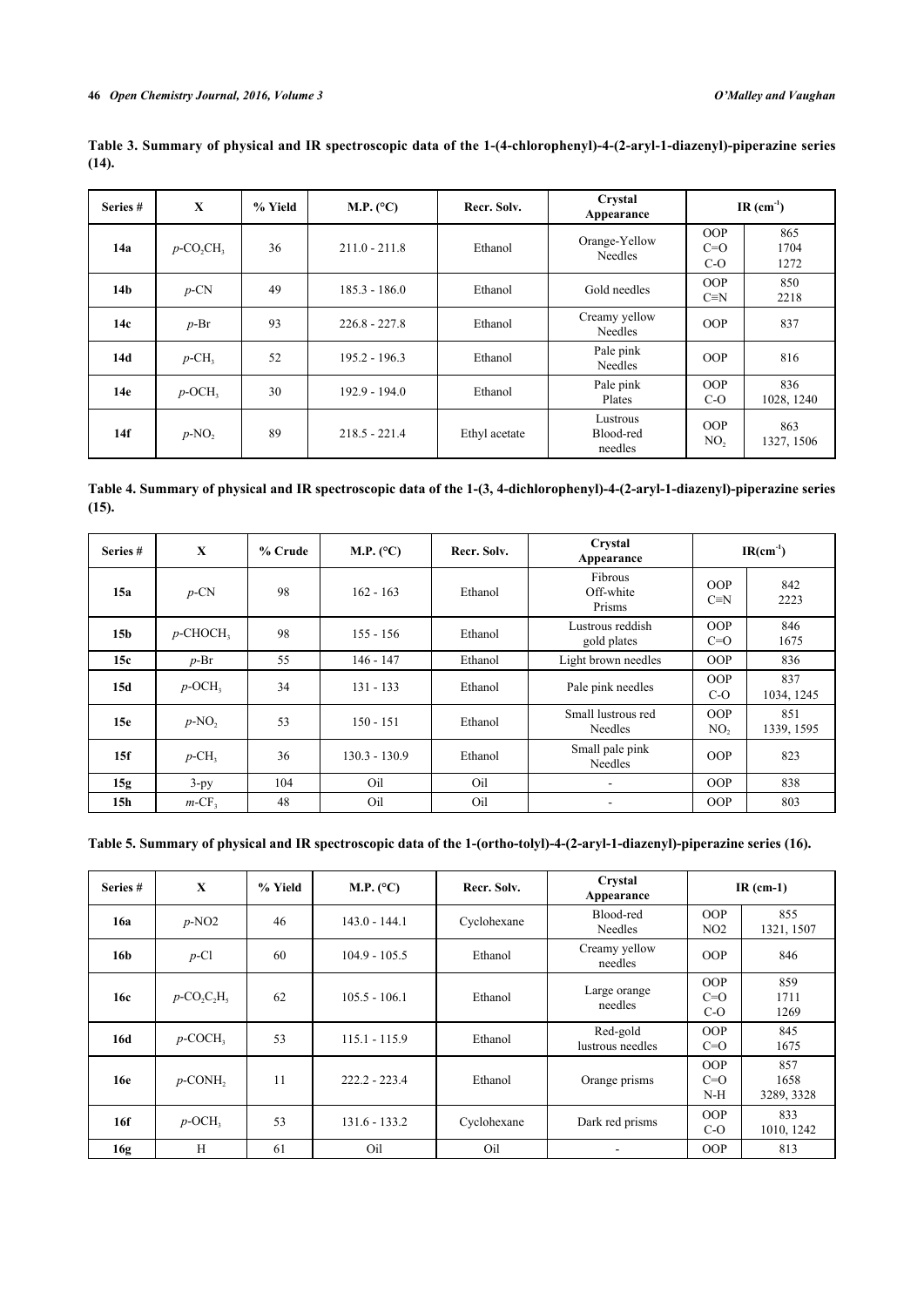**Table 3. Summary of physical and IR spectroscopic data of the 1-(4-chlorophenyl)-4-(2-aryl-1-diazenyl)-piperazine series (14).**

| Series # | X | % Yield | M.P. (°C) | Recr. Solv. | Crystal Appearance | IR ($cm^{-1}$) | |
|---|---|---|---|---|---|---|---|
| **14a** | *p*-$CO_2CH_3$ | 36 | 211.0 - 211.8 | Ethanol | Orange-Yellow Needles | OOP<br>C=O<br>C-O | 865<br>1704<br>1272 |
| **14b** | *p*-CN | 49 | 185.3 - 186.0 | Ethanol | Gold needles | OOP<br>C≡N | 850<br>2218 |
| **14c** | *p*-Br | 93 | 226.8 - 227.8 | Ethanol | Creamy yellow Needles | OOP | 837 |
| **14d** | *p*-$CH_3$ | 52 | 195.2 - 196.3 | Ethanol | Pale pink Needles | OOP | 816 |
| **14e** | *p*-$OCH_3$ | 30 | 192.9 - 194.0 | Ethanol | Pale pink Plates | OOP<br>C-O | 836<br>1028, 1240 |
| **14f** | *p*-$NO_2$ | 89 | 218.5 - 221.4 | Ethyl acetate | Lustrous Blood-red needles | OOP<br>$NO_2$ | 863<br>1327, 1506 |

**Table 4. Summary of physical and IR spectroscopic data of the 1-(3, 4-dichlorophenyl)-4-(2-aryl-1-diazenyl)-piperazine series (15).**

| Series # | X | % Crude | M.P. (°C) | Recr. Solv. | Crystal Appearance | IR($cm^{-1}$) | |
|---|---|---|---|---|---|---|---|
| **15a** | *p*-CN | 98 | 162 - 163 | Ethanol | Fibrous Off-white Prisms | OOP<br>C≡N | 842<br>2223 |
| **15b** | *p*-$CHOCH_3$ | 98 | 155 - 156 | Ethanol | Lustrous reddish gold plates | OOP<br>C=O | 846<br>1675 |
| **15c** | *p*-Br | 55 | 146 - 147 | Ethanol | Light brown needles | OOP | 836 |
| **15d** | *p*-$OCH_3$ | 34 | 131 - 133 | Ethanol | Pale pink needles | OOP<br>C-O | 837<br>1034, 1245 |
| **15e** | *p*-$NO_2$ | 53 | 150 - 151 | Ethanol | Small lustrous red Needles | OOP<br>$NO_2$ | 851<br>1339, 1595 |
| **15f** | *p*-$CH_3$ | 36 | 130.3 - 130.9 | Ethanol | Small pale pink Needles | OOP | 823 |
| **15g** | 3-py | 104 | Oil | Oil | - | OOP | 838 |
| **15h** | *m*-$CF_3$ | 48 | Oil | Oil | - | OOP | 803 |

**Table 5. Summary of physical and IR spectroscopic data of the 1-(ortho-tolyl)-4-(2-aryl-1-diazenyl)-piperazine series (16).**

| Series # | X | % Yield | M.P. (°C) | Recr. Solv. | Crystal Appearance | IR (cm-1) | |
|---|---|---|---|---|---|---|---|
| **16a** | *p*-NO2 | 46 | 143.0 - 144.1 | Cyclohexane | Blood-red Needles | OOP<br>NO2 | 855<br>1321, 1507 |
| **16b** | *p*-Cl | 60 | 104.9 - 105.5 | Ethanol | Creamy yellow needles | OOP | 846 |
| **16c** | *p*-$CO_2C_2H_5$ | 62 | 105.5 - 106.1 | Ethanol | Large orange needles | OOP<br>C=O<br>C-O | 859<br>1711<br>1269 |
| **16d** | *p*-$COCH_3$ | 53 | 115.1 - 115.9 | Ethanol | Red-gold lustrous needles | OOP<br>C=O | 845<br>1675 |
| **16e** | *p*-$CONH_2$ | 11 | 222.2 - 223.4 | Ethanol | Orange prisms | OOP<br>C=O<br>N-H | 857<br>1658<br>3289, 3328 |
| **16f** | *p*-$OCH_3$ | 53 | 131.6 - 133.2 | Cyclohexane | Dark red prisms | OOP<br>C-O | 833<br>1010, 1242 |
| **16g** | H | 61 | Oil | Oil | - | OOP | 813 |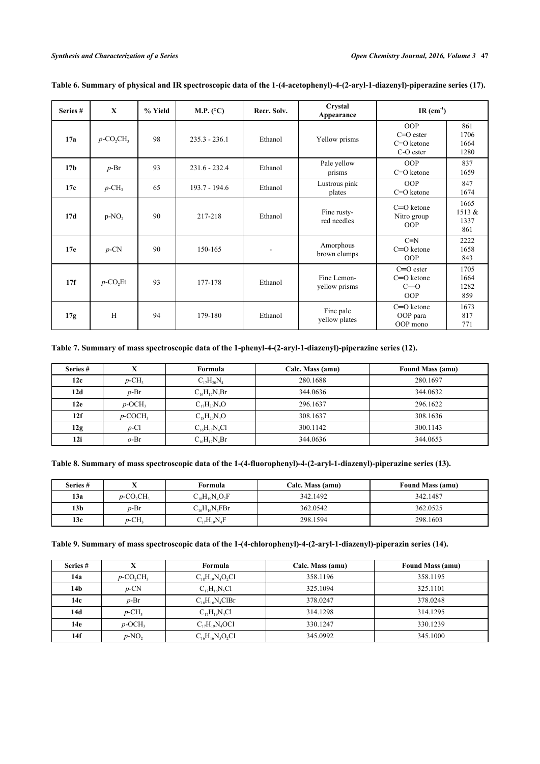**Table 6. Summary of physical and IR spectroscopic data of the 1-(4-acetophenyl)-4-(2-aryl-1-diazenyl)-piperazine series (17).**

| Series # | X | % Yield | M.P. (°C) | Recr. Solv. | Crystal Appearance | IR ($cm^{-1}$) | |
|---|---|---|---|---|---|---|---|
| **17a** | $p$-$CO_2CH_3$ | 98 | 235.3 - 236.1 | Ethanol | Yellow prisms | OOP<br>C=O ester<br>C=O ketone<br>C-O ester | 861<br>1706<br>1664<br>1280 |
| **17b** | $p$-Br | 93 | 231.6 - 232.4 | Ethanol | Pale yellow prisms | OOP<br>C=O ketone | 837<br>1659 |
| **17c** | $p$-$CH_3$ | 65 | 193.7 - 194.6 | Ethanol | Lustrous pink plates | OOP<br>C=O ketone | 847<br>1674 |
| **17d** | p-$NO_2$ | 90 | 217-218 | Ethanol | Fine rusty-red needles | C═O ketone<br>Nitro group<br>OOP | 1665<br>1513 &<br>1337<br>861 |
| **17e** | $p$-CN | 90 | 150-165 | - | Amorphous brown clumps | C≡N<br>C═O ketone<br>OOP | 2222<br>1658<br>843 |
| **17f** | $p$-$CO_2$Et | 93 | 177-178 | Ethanol | Fine Lemon-yellow prisms | C═O ester<br>C═O ketone<br>C—O<br>OOP | 1705<br>1664<br>1282<br>859 |
| **17g** | H | 94 | 179-180 | Ethanol | Fine pale yellow plates | C═O ketone<br>OOP para<br>OOP mono | 1673<br>817<br>771 |

**Table 7. Summary of mass spectroscopic data of the 1-phenyl-4-(2-aryl-1-diazenyl)-piperazine series (12).**

| Series # | X | Formula | Calc. Mass (amu) | Found Mass (amu) |
|---|---|---|---|---|
| **12c** | $p$-$CH_3$ | $C_{17}H_{20}N_4$ | 280.1688 | 280.1697 |
| **12d** | $p$-Br | $C_{16}H_{17}N_4Br$ | 344.0636 | 344.0632 |
| **12e** | $p$-$OCH_3$ | $C_{17}H_{20}N_4O$ | 296.1637 | 296.1622 |
| **12f** | $p$-$COCH_3$ | $C_{18}H_{20}N_4O$ | 308.1637 | 308.1636 |
| **12g** | $p$-Cl | $C_{16}H_{17}N_4Cl$ | 300.1142 | 300.1143 |
| **12i** | $o$-Br | $C_{16}H_{17}N_4Br$ | 344.0636 | 344.0653 |

**Table 8. Summary of mass spectroscopic data of the 1-(4-fluorophenyl)-4-(2-aryl-1-diazenyl)-piperazine series (13).**

| Series # | X | Formula | Calc. Mass (amu) | Found Mass (amu) |
|---|---|---|---|---|
| **13a** | $p$-$CO_2CH_3$ | $C_{18}H_{19}N_4O_2F$ | 342.1492 | 342.1487 |
| **13b** | $p$-Br | $C_{16}H_{16}N_4FBr$ | 362.0542 | 362.0525 |
| **13c** | $p$-$CH_3$ | $C_{17}H_{19}N_4F$ | 298.1594 | 298.1603 |

**Table 9. Summary of mass spectroscopic data of the 1-(4-chlorophenyl)-4-(2-aryl-1-diazenyl)-piperazin series (14).**

| Series # | X | Formula | Calc. Mass (amu) | Found Mass (amu) |
|---|---|---|---|---|
| **14a** | $p$-$CO_2CH_3$ | $C_{18}H_{19}N_4O_2Cl$ | 358.1196 | 358.1195 |
| **14b** | $p$-CN | $C_{17}H_{16}N_5Cl$ | 325.1094 | 325.1101 |
| **14c** | $p$-Br | $C_{16}H_{16}N_4ClBr$ | 378.0247 | 378.0248 |
| **14d** | $p$-$CH_3$ | $C_{17}H_{19}N_4Cl$ | 314.1298 | 314.1295 |
| **14e** | $p$-$OCH_3$ | $C_{17}H_{19}N_4OCl$ | 330.1247 | 330.1239 |
| **14f** | $p$-$NO_2$ | $C_{16}H_{16}N_5O_2Cl$ | 345.0992 | 345.1000 |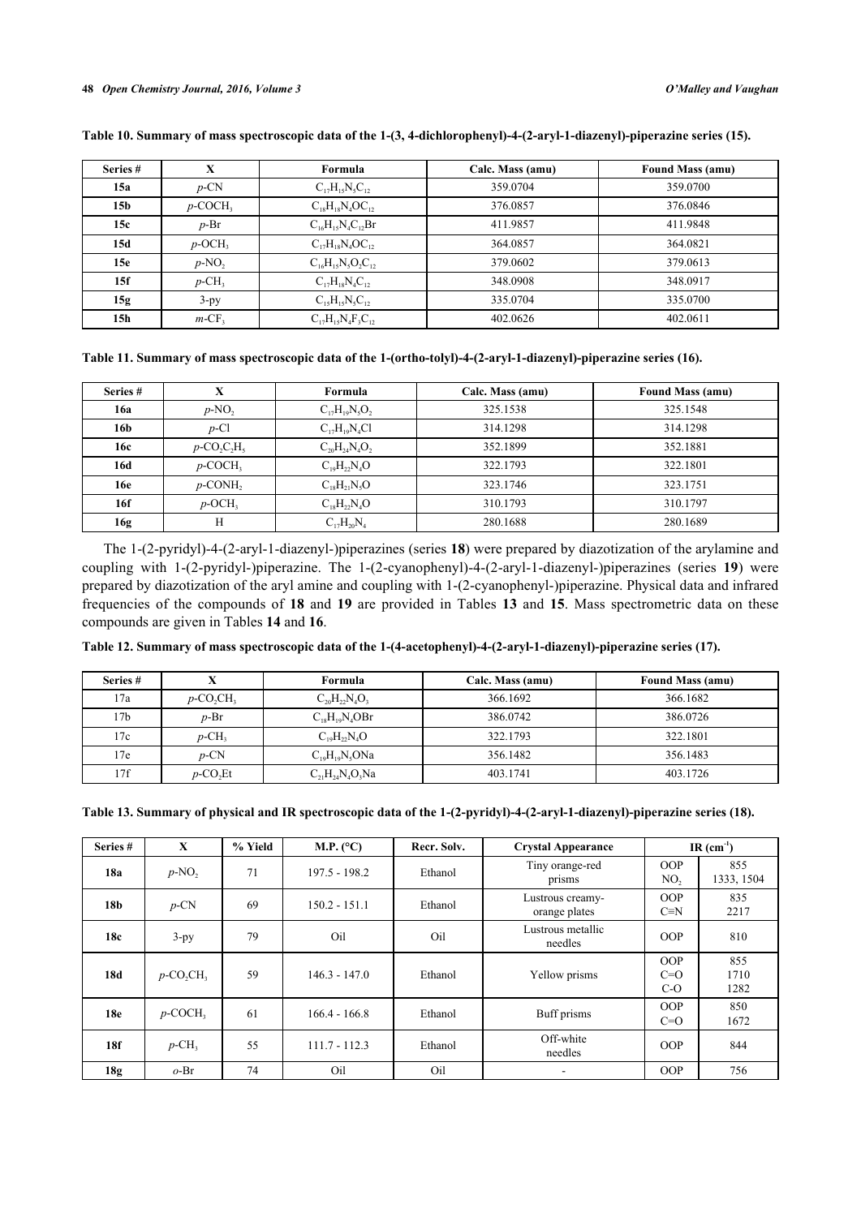**Table 10. Summary of mass spectroscopic data of the 1-(3, 4-dichlorophenyl)-4-(2-aryl-1-diazenyl)-piperazine series (15).**

| Series # | X | Formula | Calc. Mass (amu) | Found Mass (amu) |
|---|---|---|---|---|
| **15a** | *p*-CN | $C_{17}H_{15}N_5C_{12}$ | 359.0704 | 359.0700 |
| **15b** | *p*-$COCH_3$ | $C_{18}H_{18}N_4OC_{12}$ | 376.0857 | 376.0846 |
| **15c** | *p*-Br | $C_{16}H_{15}N_4C_{12}Br$ | 411.9857 | 411.9848 |
| **15d** | *p*-$OCH_3$ | $C_{17}H_{18}N_4OC_{12}$ | 364.0857 | 364.0821 |
| **15e** | *p*-$NO_2$ | $C_{16}H_{15}N_5O_2C_{12}$ | 379.0602 | 379.0613 |
| **15f** | *p*-$CH_3$ | $C_{17}H_{18}N_4C_{12}$ | 348.0908 | 348.0917 |
| **15g** | 3-py | $C_{15}H_{15}N_5C_{12}$ | 335.0704 | 335.0700 |
| **15h** | *m*-$CF_3$ | $C_{17}H_{15}N_4F_3C_{12}$ | 402.0626 | 402.0611 |

**Table 11. Summary of mass spectroscopic data of the 1-(ortho-tolyl)-4-(2-aryl-1-diazenyl)-piperazine series (16).**

| Series # | X | Formula | Calc. Mass (amu) | Found Mass (amu) |
|---|---|---|---|---|
| **16a** | *p*-$NO_2$ | $C_{17}H_{19}N_5O_2$ | 325.1538 | 325.1548 |
| **16b** | *p*-Cl | $C_{17}H_{19}N_4Cl$ | 314.1298 | 314.1298 |
| **16c** | *p*-$CO_2C_2H_5$ | $C_{20}H_{24}N_4O_2$ | 352.1899 | 352.1881 |
| **16d** | *p*-$COCH_3$ | $C_{19}H_{22}N_4O$ | 322.1793 | 322.1801 |
| **16e** | *p*-$CONH_2$ | $C_{18}H_{21}N_5O$ | 323.1746 | 323.1751 |
| **16f** | *p*-$OCH_3$ | $C_{18}H_{22}N_4O$ | 310.1793 | 310.1797 |
| **16g** | H | $C_{17}H_{20}N_4$ | 280.1688 | 280.1689 |

The 1-(2-pyridyl)-4-(2-aryl-1-diazenyl-)piperazines (series **18**) were prepared by diazotization of the arylamine and coupling with 1-(2-pyridyl-)piperazine. The 1-(2-cyanophenyl)-4-(2-aryl-1-diazenyl-)piperazines (series **19**) were prepared by diazotization of the aryl amine and coupling with 1-(2-cyanophenyl-)piperazine. Physical data and infrared frequencies of the compounds of **18** and **19** are provided in Tables **13** and **15**. Mass spectrometric data on these compounds are given in Tables **14** and **16**.

**Table 12. Summary of mass spectroscopic data of the 1-(4-acetophenyl)-4-(2-aryl-1-diazenyl)-piperazine series (17).**

| Series # | X | Formula | Calc. Mass (amu) | Found Mass (amu) |
|---|---|---|---|---|
| 17a | *p*-$CO_2CH_3$ | $C_{20}H_{22}N_4O_3$ | 366.1692 | 366.1682 |
| 17b | *p*-Br | $C_{18}H_{19}N_4OBr$ | 386.0742 | 386.0726 |
| 17c | *p*-$CH_3$ | $C_{19}H_{22}N_4O$ | 322.1793 | 322.1801 |
| 17e | *p*-CN | $C_{19}H_{19}N_5ONa$ | 356.1482 | 356.1483 |
| 17f | *p*-$CO_2$Et | $C_{21}H_{24}N_4O_3Na$ | 403.1741 | 403.1726 |

**Table 13. Summary of physical and IR spectroscopic data of the 1-(2-pyridyl)-4-(2-aryl-1-diazenyl)-piperazine series (18).**

| Series # | X | % Yield | M.P. (°C) | Recr. Solv. | Crystal Appearance | IR ($cm^{-1}$) | |
|---|---|---|---|---|---|---|---|
| **18a** | *p*-$NO_2$ | 71 | 197.5 - 198.2 | Ethanol | Tiny orange-red prisms | OOP<br>$NO_2$ | 855<br>1333, 1504 |
| **18b** | *p*-CN | 69 | 150.2 - 151.1 | Ethanol | Lustrous creamy-orange plates | OOP<br>C≡N | 835<br>2217 |
| **18c** | 3-py | 79 | Oil | Oil | Lustrous metallic needles | OOP | 810 |
| **18d** | *p*-$CO_2CH_3$ | 59 | 146.3 - 147.0 | Ethanol | Yellow prisms | OOP<br>C=O<br>C-O | 855<br>1710<br>1282 |
| **18e** | *p*-$COCH_3$ | 61 | 166.4 - 166.8 | Ethanol | Buff prisms | OOP<br>C=O | 850<br>1672 |
| **18f** | *p*-$CH_3$ | 55 | 111.7 - 112.3 | Ethanol | Off-white needles | OOP | 844 |
| **18g** | *o*-Br | 74 | Oil | Oil | - | OOP | 756 |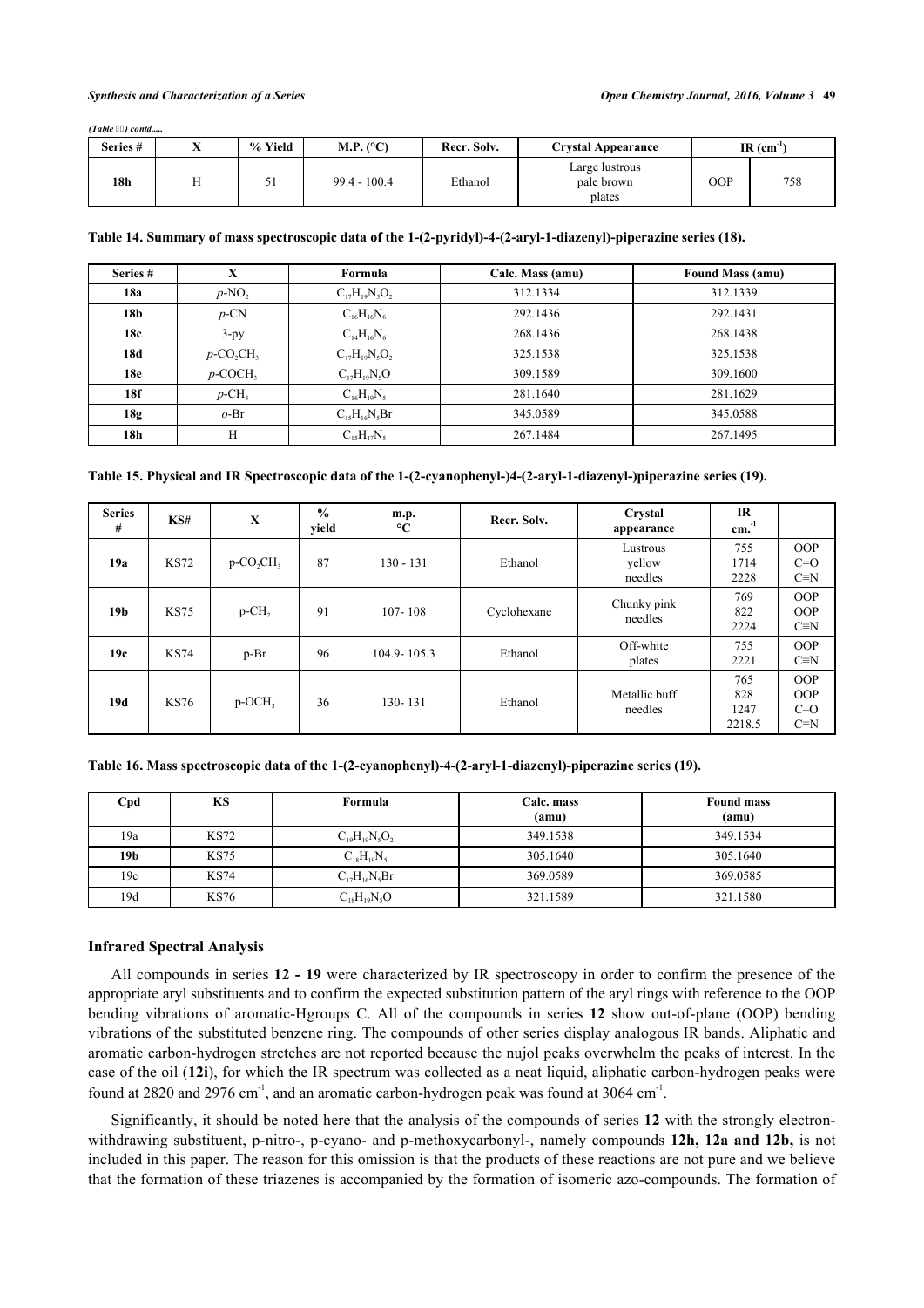*(Table 13) contd.....*

| Series # | X | % Yield | M.P. (°C) | Recr. Solv. | Crystal Appearance | IR ($cm^{-1}$) | |
|---|---|---|---|---|---|---|---|
| **18h** | H | 51 | 99.4 - 100.4 | Ethanol | Large lustrous pale brown plates | OOP | 758 |

**Table 14. Summary of mass spectroscopic data of the 1-(2-pyridyl)-4-(2-aryl-1-diazenyl)-piperazine series (18).**

| Series # | X | Formula | Calc. Mass (amu) | Found Mass (amu) |
|---|---|---|---|---|
| **18a** | $p$-$NO_2$ | $C_{17}H_{19}N_5O_2$ | 312.1334 | 312.1339 |
| **18b** | $p$-CN | $C_{16}H_{16}N_6$ | 292.1436 | 292.1431 |
| **18c** | 3-py | $C_{14}H_{16}N_6$ | 268.1436 | 268.1438 |
| **18d** | $p$-$CO_2CH_3$ | $C_{17}H_{19}N_5O_2$ | 325.1538 | 325.1538 |
| **18e** | $p$-$COCH_3$ | $C_{17}H_{19}N_5O$ | 309.1589 | 309.1600 |
| **18f** | $p$-$CH_3$ | $C_{16}H_{19}N_5$ | 281.1640 | 281.1629 |
| **18g** | $o$-Br | $C_{15}H_{16}N_5Br$ | 345.0589 | 345.0588 |
| **18h** | H | $C_{15}H_{17}N_5$ | 267.1484 | 267.1495 |

**Table 15. Physical and IR Spectroscopic data of the 1-(2-cyanophenyl-)4-(2-aryl-1-diazenyl-)piperazine series (19).**

| Series # | KS# | X | % yield | m.p. °C | Recr. Solv. | Crystal appearance | IR $cm.^{-1}$ | |
|---|---|---|---|---|---|---|---|---|
| **19a** | KS72 | p-$CO_2CH_3$ | 87 | 130 - 131 | Ethanol | Lustrous yellow needles | 755<br>1714<br>2228 | OOP<br>C=O<br>C≡N |
| **19b** | KS75 | p-$CH_2$ | 91 | 107- 108 | Cyclohexane | Chunky pink needles | 769<br>822<br>2224 | OOP<br>OOP<br>C≡N |
| **19c** | KS74 | p-Br | 96 | 104.9- 105.3 | Ethanol | Off-white plates | 755<br>2221 | OOP<br>C≡N |
| **19d** | KS76 | p-$OCH_3$ | 36 | 130- 131 | Ethanol | Metallic buff needles | 765<br>828<br>1247<br>2218.5 | OOP<br>OOP<br>C–O<br>C≡N |

**Table 16. Mass spectroscopic data of the 1-(2-cyanophenyl)-4-(2-aryl-1-diazenyl)-piperazine series (19).**

| Cpd | KS | Formula | Calc. mass (amu) | Found mass (amu) |
|---|---|---|---|---|
| 19a | KS72 | $C_{19}H_{19}N_5O_2$ | 349.1538 | 349.1534 |
| **19b** | KS75 | $C_{18}H_{19}N_5$ | 305.1640 | 305.1640 |
| 19c | KS74 | $C_{17}H_{16}N_5Br$ | 369.0589 | 369.0585 |
| 19d | KS76 | $C_{18}H_{19}N_5O$ | 321.1589 | 321.1580 |

### Infrared Spectral Analysis

All compounds in series **12 - 19** were characterized by IR spectroscopy in order to confirm the presence of the appropriate aryl substituents and to confirm the expected substitution pattern of the aryl rings with reference to the OOP bending vibrations of aromatic-Hgroups C. All of the compounds in series **12** show out-of-plane (OOP) bending vibrations of the substituted benzene ring. The compounds of other series display analogous IR bands. Aliphatic and aromatic carbon-hydrogen stretches are not reported because the nujol peaks overwhelm the peaks of interest. In the case of the oil (**12i**), for which the IR spectrum was collected as a neat liquid, aliphatic carbon-hydrogen peaks were found at 2820 and 2976 $cm^{-1}$, and an aromatic carbon-hydrogen peak was found at 3064 $cm^{-1}$.

Significantly, it should be noted here that the analysis of the compounds of series **12** with the strongly electron-withdrawing substituent, p-nitro-, p-cyano- and p-methoxycarbonyl-, namely compounds **12h, 12a and 12b,** is not included in this paper. The reason for this omission is that the products of these reactions are not pure and we believe that the formation of these triazenes is accompanied by the formation of isomeric azo-compounds. The formation of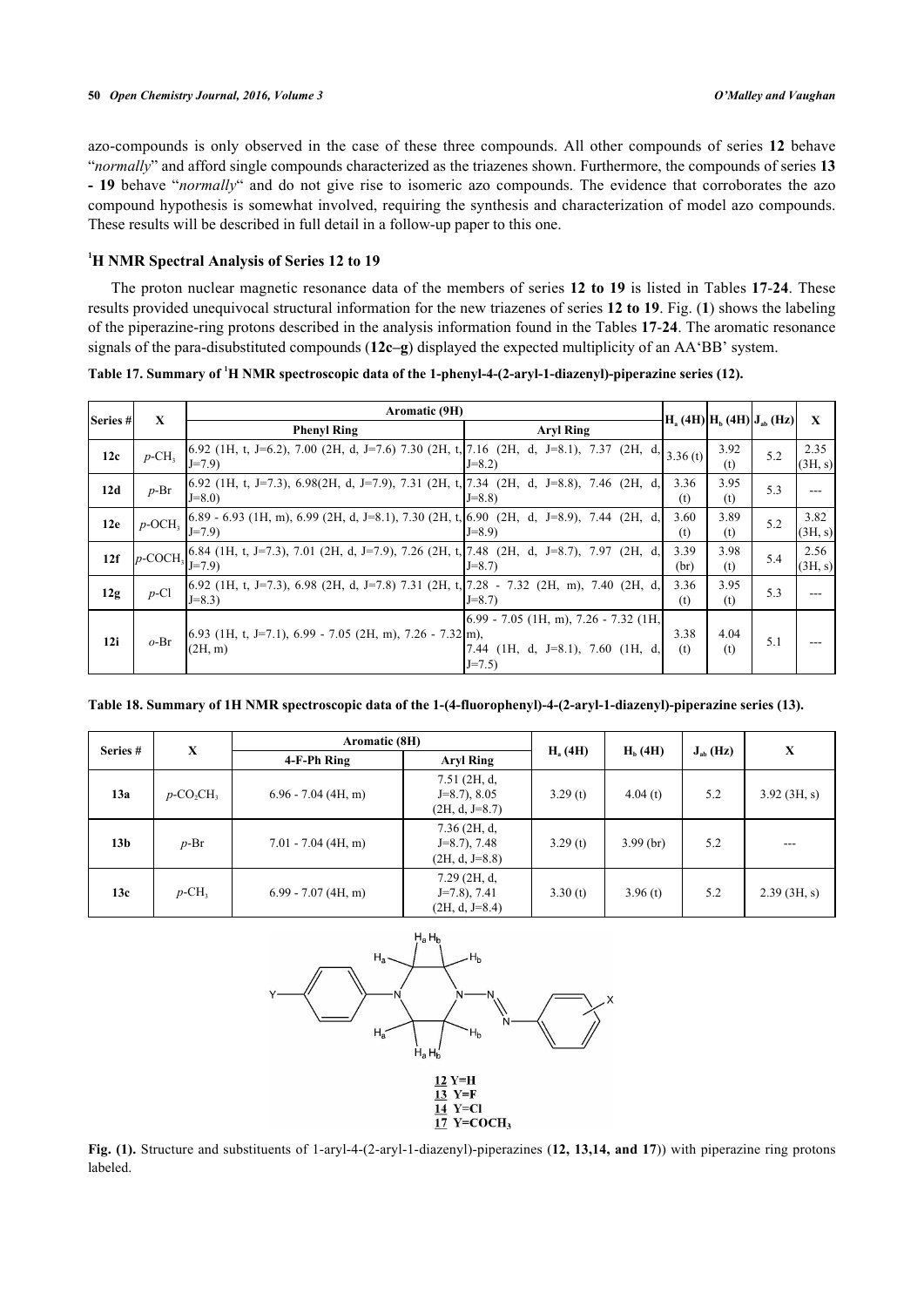azo-compounds is only observed in the case of these three compounds. All other compounds of series **12** behave "*normally*" and afford single compounds characterized as the triazenes shown. Furthermore, the compounds of series **13 - 19** behave "*normally*" and do not give rise to isomeric azo compounds. The evidence that corroborates the azo compound hypothesis is somewhat involved, requiring the synthesis and characterization of model azo compounds. These results will be described in full detail in a follow-up paper to this one.

## $^1$H NMR Spectral Analysis of Series 12 to 19

The proton nuclear magnetic resonance data of the members of series **12 to 19** is listed in Tables **17**-**24**. These results provided unequivocal structural information for the new triazenes of series **12 to 19**. Fig. (**1**) shows the labeling of the piperazine-ring protons described in the analysis information found in the Tables **17**-**24**. The aromatic resonance signals of the para-disubstituted compounds (**12c–g**) displayed the expected multiplicity of an AA'BB' system.

**Table 17. Summary of $^1$H NMR spectroscopic data of the 1-phenyl-4-(2-aryl-1-diazenyl)-piperazine series (12).**

| Series # | X | Aromatic (9H) | | $H_a$ (4H) | $H_b$ (4H) | $J_{ab}$ (Hz) | X |
|---|---|---|---|---|---|---|---|
| | | Phenyl Ring | Aryl Ring | | | | |
| **12c** | $p$-$CH_3$ | 6.92 (1H, t, J=6.2), 7.00 (2H, d, J=7.6) 7.30 (2H, t, J=7.9) | 7.16 (2H, d, J=8.1), 7.37 (2H, d, J=8.2) | 3.36 (t) | 3.92 (t) | 5.2 | 2.35 (3H, s) |
| **12d** | $p$-Br | 6.92 (1H, t, J=7.3), 6.98(2H, d, J=7.9), 7.31 (2H, t, J=8.0) | 7.34 (2H, d, J=8.8), 7.46 (2H, d, J=8.8) | 3.36 (t) | 3.95 (t) | 5.3 | --- |
| **12e** | $p$-$OCH_3$ | 6.89 - 6.93 (1H, m), 6.99 (2H, d, J=8.1), 7.30 (2H, t, J=7.9) | 6.90 (2H, d, J=8.9), 7.44 (2H, d, J=8.9) | 3.60 (t) | 3.89 (t) | 5.2 | 3.82 (3H, s) |
| **12f** | $p$-$COCH_3$ | 6.84 (1H, t, J=7.3), 7.01 (2H, d, J=7.9), 7.26 (2H, t, J=7.9) | 7.48 (2H, d, J=8.7), 7.97 (2H, d, J=8.7) | 3.39 (br) | 3.98 (t) | 5.4 | 2.56 (3H, s) |
| **12g** | $p$-Cl | 6.92 (1H, t, J=7.3), 6.98 (2H, d, J=7.8) 7.31 (2H, t, J=8.3) | 7.28 - 7.32 (2H, m), 7.40 (2H, d, J=8.7) | 3.36 (t) | 3.95 (t) | 5.3 | --- |
| **12i** | $o$-Br | 6.93 (1H, t, J=7.1), 6.99 - 7.05 (2H, m), 7.26 - 7.32 (2H, m) | 6.99 - 7.05 (1H, m), 7.26 - 7.32 (1H, m), 7.44 (1H, d, J=8.1), 7.60 (1H, d, J=7.5) | 3.38 (t) | 4.04 (t) | 5.1 | --- |

**Table 18. Summary of 1H NMR spectroscopic data of the 1-(4-fluorophenyl)-4-(2-aryl-1-diazenyl)-piperazine series (13).**

| Series # | X | Aromatic (8H) | | $H_a$ (4H) | $H_b$ (4H) | $J_{ab}$ (Hz) | X |
|---|---|---|---|---|---|---|---|
| | | 4-F-Ph Ring | Aryl Ring | | | | |
| **13a** | $p$-$CO_2CH_3$ | 6.96 - 7.04 (4H, m) | 7.51 (2H, d, J=8.7), 8.05 (2H, d, J=8.7) | 3.29 (t) | 4.04 (t) | 5.2 | 3.92 (3H, s) |
| **13b** | $p$-Br | 7.01 - 7.04 (4H, m) | 7.36 (2H, d, J=8.7), 7.48 (2H, d, J=8.8) | 3.29 (t) | 3.99 (br) | 5.2 | --- |
| **13c** | $p$-$CH_3$ | 6.99 - 7.07 (4H, m) | 7.29 (2H, d, J=7.8), 7.41 (2H, d, J=8.4) | 3.30 (t) | 3.96 (t) | 5.2 | 2.39 (3H, s) |

12 Y=H
13 Y=F
14 Y=Cl
17 Y=COCH3

**Fig. (1).** Structure and substituents of 1-aryl-4-(2-aryl-1-diazenyl)-piperazines (**12, 13,14, and 17**)) with piperazine ring protons labeled.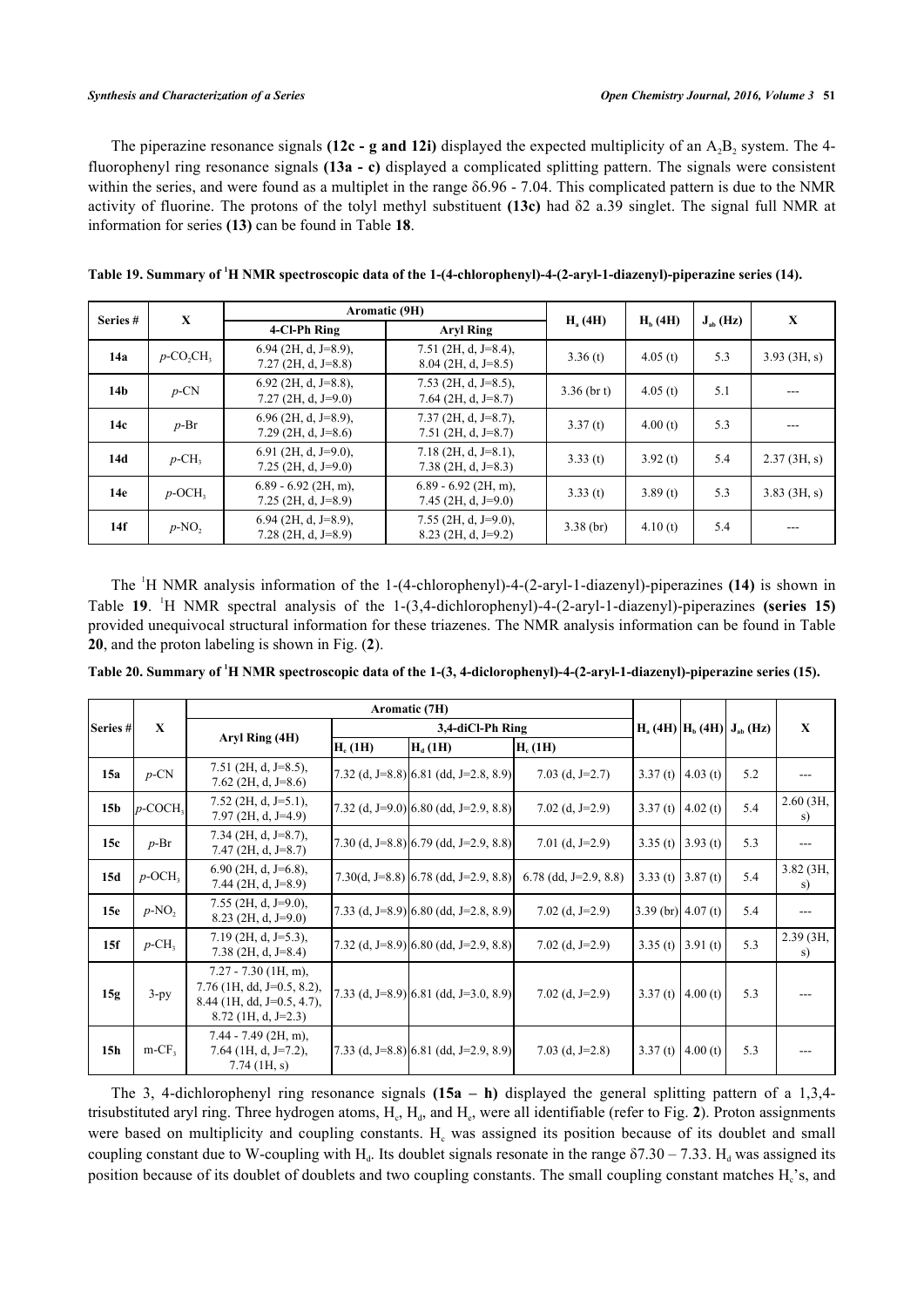The piperazine resonance signals **(12c - g and 12i)** displayed the expected multiplicity of an $A_2B_2$ system. The 4-fluorophenyl ring resonance signals **(13a - c)** displayed a complicated splitting pattern. The signals were consistent within the series, and were found as a multiplet in the range δ6.96 - 7.04. This complicated pattern is due to the NMR activity of fluorine. The protons of the tolyl methyl substituent **(13c)** had δ2 a.39 singlet. The signal full NMR at information for series **(13)** can be found in Table **18**.

**Table 19. Summary of $^1$H NMR spectroscopic data of the 1-(4-chlorophenyl)-4-(2-aryl-1-diazenyl)-piperazine series (14).**

| Series # | X | Aromatic (9H) | | $H_a$ (4H) | $H_b$ (4H) | $J_{ab}$ (Hz) | X |
|---|---|---|---|---|---|---|---|
| | | 4-Cl-Ph Ring | Aryl Ring | | | | |
| **14a** | $p$-$CO_2CH_3$ | 6.94 (2H, d, J=8.9), 7.27 (2H, d, J=8.8) | 7.51 (2H, d, J=8.4), 8.04 (2H, d, J=8.5) | 3.36 (t) | 4.05 (t) | 5.3 | 3.93 (3H, s) |
| **14b** | $p$-CN | 6.92 (2H, d, J=8.8), 7.27 (2H, d, J=9.0) | 7.53 (2H, d, J=8.5), 7.64 (2H, d, J=8.7) | 3.36 (br t) | 4.05 (t) | 5.1 | --- |
| **14c** | $p$-Br | 6.96 (2H, d, J=8.9), 7.29 (2H, d, J=8.6) | 7.37 (2H, d, J=8.7), 7.51 (2H, d, J=8.7) | 3.37 (t) | 4.00 (t) | 5.3 | --- |
| **14d** | $p$-$CH_3$ | 6.91 (2H, d, J=9.0), 7.25 (2H, d, J=9.0) | 7.18 (2H, d, J=8.1), 7.38 (2H, d, J=8.3) | 3.33 (t) | 3.92 (t) | 5.4 | 2.37 (3H, s) |
| **14e** | $p$-$OCH_3$ | 6.89 - 6.92 (2H, m), 7.25 (2H, d, J=8.9) | 6.89 - 6.92 (2H, m), 7.45 (2H, d, J=9.0) | 3.33 (t) | 3.89 (t) | 5.3 | 3.83 (3H, s) |
| **14f** | $p$-$NO_2$ | 6.94 (2H, d, J=8.9), 7.28 (2H, d, J=8.9) | 7.55 (2H, d, J=9.0), 8.23 (2H, d, J=9.2) | 3.38 (br) | 4.10 (t) | 5.4 | --- |

The $^1$H NMR analysis information of the 1-(4-chlorophenyl)-4-(2-aryl-1-diazenyl)-piperazines **(14)** is shown in Table **19**. $^1$H NMR spectral analysis of the 1-(3,4-dichlorophenyl)-4-(2-aryl-1-diazenyl)-piperazines **(series 15)** provided unequivocal structural information for these triazenes. The NMR analysis information can be found in Table **20**, and the proton labeling is shown in Fig. (**2**).

**Table 20. Summary of $^1$H NMR spectroscopic data of the 1-(3, 4-diclorophenyl)-4-(2-aryl-1-diazenyl)-piperazine series (15).**

| Series # | X | Aromatic (7H) | | | | $H_a$ (4H) | $H_b$ (4H) | $J_{ab}$ (Hz) | X |
|---|---|---|---|---|---|---|---|---|---|
| | | Aryl Ring (4H) | 3,4-diCl-Ph Ring | | | | | | |
| | | | $H_c$ (1H) | $H_d$ (1H) | $H_e$ (1H) | | | | |
| **15a** | $p$-CN | 7.51 (2H, d, J=8.5), 7.62 (2H, d, J=8.6) | 7.32 (d, J=8.8) | 6.81 (dd, J=2.8, 8.9) | 7.03 (d, J=2.7) | 3.37 (t) | 4.03 (t) | 5.2 | --- |
| **15b** | $p$-$COCH_3$ | 7.52 (2H, d, J=5.1), 7.97 (2H, d, J=4.9) | 7.32 (d, J=9.0) | 6.80 (dd, J=2.9, 8.8) | 7.02 (d, J=2.9) | 3.37 (t) | 4.02 (t) | 5.4 | 2.60 (3H, s) |
| **15c** | $p$-Br | 7.34 (2H, d, J=8.7), 7.47 (2H, d, J=8.7) | 7.30 (d, J=8.8) | 6.79 (dd, J=2.9, 8.8) | 7.01 (d, J=2.9) | 3.35 (t) | 3.93 (t) | 5.3 | --- |
| **15d** | $p$-$OCH_3$ | 6.90 (2H, d, J=6.8), 7.44 (2H, d, J=8.9) | 7.30(d, J=8.8) | 6.78 (dd, J=2.9, 8.8) | 6.78 (dd, J=2.9, 8.8) | 3.33 (t) | 3.87 (t) | 5.4 | 3.82 (3H, s) |
| **15e** | $p$-$NO_2$ | 7.55 (2H, d, J=9.0), 8.23 (2H, d, J=9.0) | 7.33 (d, J=8.9) | 6.80 (dd, J=2.8, 8.9) | 7.02 (d, J=2.9) | 3.39 (br) | 4.07 (t) | 5.4 | --- |
| **15f** | $p$-$CH_3$ | 7.19 (2H, d, J=5.3), 7.38 (2H, d, J=8.4) | 7.32 (d, J=8.9) | 6.80 (dd, J=2.9, 8.8) | 7.02 (d, J=2.9) | 3.35 (t) | 3.91 (t) | 5.3 | 2.39 (3H, s) |
| **15g** | 3-py | 7.27 - 7.30 (1H, m), 7.76 (1H, dd, J=0.5, 8.2), 8.44 (1H, dd, J=0.5, 4.7), 8.72 (1H, d, J=2.3) | 7.33 (d, J=8.9) | 6.81 (dd, J=3.0, 8.9) | 7.02 (d, J=2.9) | 3.37 (t) | 4.00 (t) | 5.3 | --- |
| **15h** | m-$CF_3$ | 7.44 - 7.49 (2H, m), 7.64 (1H, d, J=7.2), 7.74 (1H, s) | 7.33 (d, J=8.8) | 6.81 (dd, J=2.9, 8.9) | 7.03 (d, J=2.8) | 3.37 (t) | 4.00 (t) | 5.3 | --- |

The 3, 4-dichlorophenyl ring resonance signals **(15a – h)** displayed the general splitting pattern of a 1,3,4-trisubstituted aryl ring. Three hydrogen atoms, $H_c$, $H_d$, and $H_e$, were all identifiable (refer to Fig. **2**). Proton assignments were based on multiplicity and coupling constants. $H_c$ was assigned its position because of its doublet and small coupling constant due to W-coupling with $H_d$. Its doublet signals resonate in the range δ7.30 – 7.33. $H_d$ was assigned its position because of its doublet of doublets and two coupling constants. The small coupling constant matches $H_c$'s, and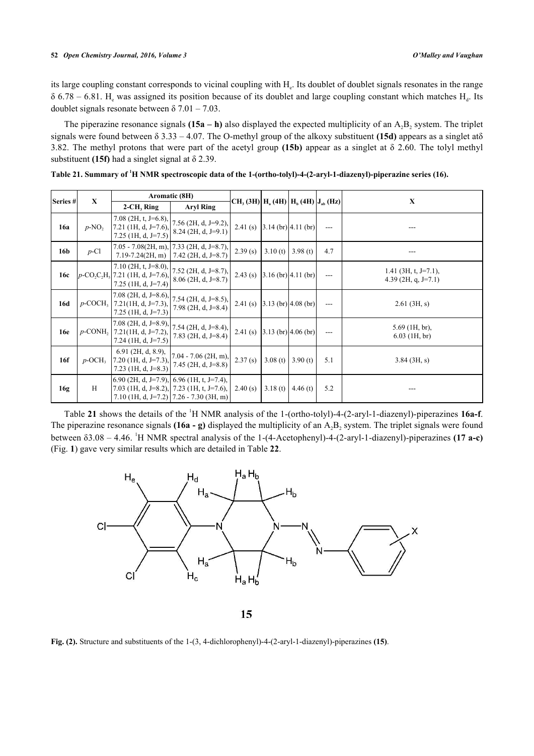its large coupling constant corresponds to vicinal coupling with $H_e$. Its doublet of doublet signals resonates in the range δ 6.78 – 6.81. $H_e$ was assigned its position because of its doublet and large coupling constant which matches $H_d$. Its doublet signals resonate between δ 7.01 – 7.03.

The piperazine resonance signals **(15a – h)** also displayed the expected multiplicity of an $A_2B_2$ system. The triplet signals were found between δ 3.33 – 4.07. The O-methyl group of the alkoxy substituent **(15d)** appears as a singlet atδ 3.82. The methyl protons that were part of the acetyl group **(15b)** appear as a singlet at δ 2.60. The tolyl methyl substituent **(15f)** had a singlet signal at δ 2.39.

**Table 21. Summary of $^{1}$H NMR spectroscopic data of the 1-(ortho-tolyl)-4-(2-aryl-1-diazenyl)-piperazine series (16).**

| Series # | X | Aromatic (8H) | | $CH_3$ (3H) | $H_a$ (4H) | $H_b$ (4H) | $J_{ab}$ (Hz) | X |
|---|---|---|---|---|---|---|---|---|
| | | 2-$CH_3$ Ring | Aryl Ring | | | | | |
| **16a** | $p$-$NO_2$ | 7.08 (2H, t, J=6.8), 7.21 (1H, d, J=7.6), 7.25 (1H, d, J=7.5) | 7.56 (2H, d, J=9.2), 8.24 (2H, d, J=9.1) | 2.41 (s) | 3.14 (br) | 4.11 (br) | --- | --- |
| **16b** | $p$-Cl | 7.05 - 7.08(2H, m), 7.19-7.24(2H, m) | 7.33 (2H, d, J=8.7), 7.42 (2H, d, J=8.7) | 2.39 (s) | 3.10 (t) | 3.98 (t) | 4.7 | --- |
| **16c** | $p$-$CO_2C_2H_5$ | 7.10 (2H, t, J=8.0), 7.21 (1H, d, J=7.6), 7.25 (1H, d, J=7.4) | 7.52 (2H, d, J=8.7), 8.06 (2H, d, J=8.7) | 2.43 (s) | 3.16 (br) | 4.11 (br) | --- | 1.41 (3H, t, J=7.1), 4.39 (2H, q, J=7.1) |
| **16d** | $p$-$COCH_3$ | 7.08 (2H, d, J=8.6), 7.21(1H, d, J=7.3), 7.25 (1H, d, J=7.3) | 7.54 (2H, d, J=8.5), 7.98 (2H, d, J=8.4) | 2.41 (s) | 3.13 (br) | 4.08 (br) | --- | 2.61 (3H, s) |
| **16e** | $p$-$CONH_2$ | 7.08 (2H, d, J=8.9), 7.21(1H, d, J=7.2), 7.24 (1H, d, J=7.5) | 7.54 (2H, d, J=8.4), 7.83 (2H, d, J=8.4) | 2.41 (s) | 3.13 (br) | 4.06 (br) | --- | 5.69 (1H, br), 6.03 (1H, br) |
| **16f** | $p$-$OCH_3$ | 6.91 (2H, d, 8.9), 7.20 (1H, d, J=7.3), 7.23 (1H, d, J=8.3) | 7.04 - 7.06 (2H, m), 7.45 (2H, d, J=8.8) | 2.37 (s) | 3.08 (t) | 3.90 (t) | 5.1 | 3.84 (3H, s) |
| **16g** | H | 6.90 (2H, d, J=7.9), 7.03 (1H, d, J=8.2), 7.10 (1H, d, J=7.2) | 6.96 (1H, t, J=7.4), 7.23 (1H, t, J=7.6), 7.26 - 7.30 (3H, m) | 2.40 (s) | 3.18 (t) | 4.46 (t) | 5.2 | --- |

Table **21** shows the details of the $^{1}$H NMR analysis of the 1-(ortho-tolyl)-4-(2-aryl-1-diazenyl)-piperazines **16a-f**. The piperazine resonance signals **(16a - g)** displayed the multiplicity of an $A_2B_2$ system. The triplet signals were found between δ3.08 – 4.46. $^{1}$H NMR spectral analysis of the 1-(4-Acetophenyl)-4-(2-aryl-1-diazenyl)-piperazines **(17 a-c)** (Fig. **1**) gave very similar results which are detailed in Table **22**.

He
Hd
Ha Hb
Ha
Hb
Cl
N
N
N
N
X
Ha
Hb
Cl
Hc
Ha Hb

15

**Fig. (2).** Structure and substituents of the 1-(3, 4-dichlorophenyl)-4-(2-aryl-1-diazenyl)-piperazines **(15)**.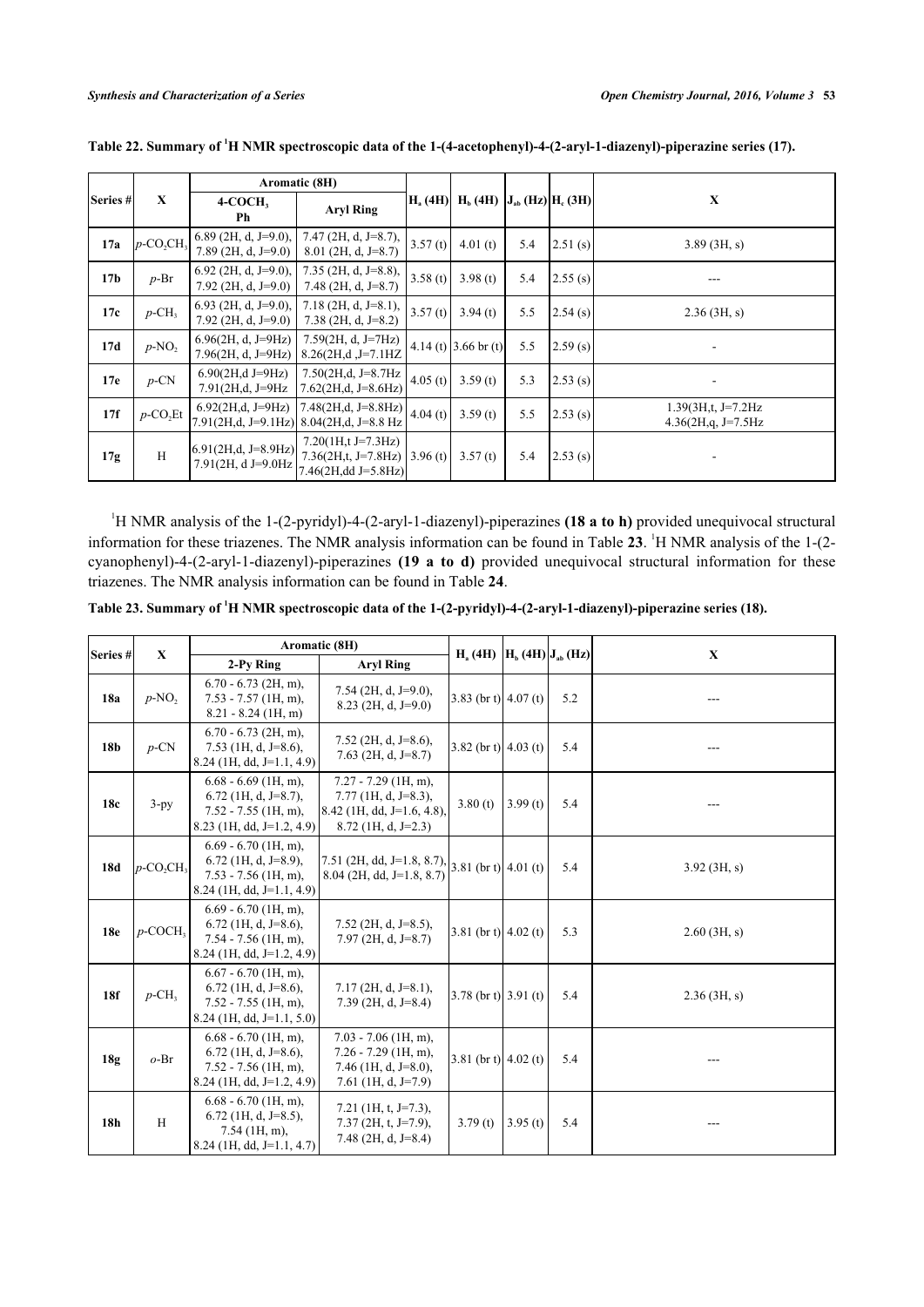**Table 22. Summary of $^{1}$H NMR spectroscopic data of the 1-(4-acetophenyl)-4-(2-aryl-1-diazenyl)-piperazine series (17).**

| Series # | X | Aromatic (8H) | | $H_a$ (4H) | $H_b$ (4H) | $J_{ab}$ (Hz) | $H_c$ (3H) | X |
|---|---|---|---|---|---|---|---|---|
| | | 4-$COCH_3$ Ph | Aryl Ring | | | | | |
| **17a** | $p$-$CO_2CH_3$ | 6.89 (2H, d, J=9.0), 7.89 (2H, d, J=9.0) | 7.47 (2H, d, J=8.7), 8.01 (2H, d, J=8.7) | 3.57 (t) | 4.01 (t) | 5.4 | 2.51 (s) | 3.89 (3H, s) |
| **17b** | $p$-Br | 6.92 (2H, d, J=9.0), 7.92 (2H, d, J=9.0) | 7.35 (2H, d, J=8.8), 7.48 (2H, d, J=8.7) | 3.58 (t) | 3.98 (t) | 5.4 | 2.55 (s) | --- |
| **17c** | $p$-$CH_3$ | 6.93 (2H, d, J=9.0), 7.92 (2H, d, J=9.0) | 7.18 (2H, d, J=8.1), 7.38 (2H, d, J=8.2) | 3.57 (t) | 3.94 (t) | 5.5 | 2.54 (s) | 2.36 (3H, s) |
| **17d** | $p$-$NO_2$ | 6.96(2H, d, J=9Hz) 7.96(2H, d, J=9Hz) | 7.59(2H, d, J=7Hz) 8.26(2H,d ,J=7.1HZ | 4.14 (t) | 3.66 br (t) | 5.5 | 2.59 (s) | - |
| **17e** | $p$-CN | 6.90(2H,d J=9Hz) 7.91(2H,d, J=9Hz | 7.50(2H,d, J=8.7Hz 7.62(2H,d, J=8.6Hz) | 4.05 (t) | 3.59 (t) | 5.3 | 2.53 (s) | - |
| **17f** | $p$-$CO_2$Et | 6.92(2H,d, J=9Hz) 7.91(2H,d, J=9.1Hz) | 7.48(2H,d, J=8.8Hz) 8.04(2H,d, J=8.8 Hz | 4.04 (t) | 3.59 (t) | 5.5 | 2.53 (s) | 1.39(3H,t, J=7.2Hz 4.36(2H,q, J=7.5Hz |
| **17g** | H | 6.91(2H,d, J=8.9Hz) 7.91(2H, d J=9.0Hz | 7.20(1H,t J=7.3Hz) 7.36(2H,t, J=7.8Hz) 7.46(2H,dd J=5.8Hz) | 3.96 (t) | 3.57 (t) | 5.4 | 2.53 (s) | - |

$^{1}$H NMR analysis of the 1-(2-pyridyl)-4-(2-aryl-1-diazenyl)-piperazines **(18 a to h)** provided unequivocal structural information for these triazenes. The NMR analysis information can be found in Table **23**. $^{1}$H NMR analysis of the 1-(2-cyanophenyl)-4-(2-aryl-1-diazenyl)-piperazines **(19 a to d)** provided unequivocal structural information for these triazenes. The NMR analysis information can be found in Table **24**.

**Table 23. Summary of $^{1}$H NMR spectroscopic data of the 1-(2-pyridyl)-4-(2-aryl-1-diazenyl)-piperazine series (18).**

| Series # | X | Aromatic (8H) | | $H_a$ (4H) | $H_b$ (4H) | $J_{ab}$ (Hz) | X |
|---|---|---|---|---|---|---|---|
| | | 2-Py Ring | Aryl Ring | | | | |
| **18a** | $p$-$NO_2$ | 6.70 - 6.73 (2H, m), 7.53 - 7.57 (1H, m), 8.21 - 8.24 (1H, m) | 7.54 (2H, d, J=9.0), 8.23 (2H, d, J=9.0) | 3.83 (br t) | 4.07 (t) | 5.2 | --- |
| **18b** | $p$-CN | 6.70 - 6.73 (2H, m), 7.53 (1H, d, J=8.6), 8.24 (1H, dd, J=1.1, 4.9) | 7.52 (2H, d, J=8.6), 7.63 (2H, d, J=8.7) | 3.82 (br t) | 4.03 (t) | 5.4 | --- |
| **18c** | 3-py | 6.68 - 6.69 (1H, m), 6.72 (1H, d, J=8.7), 7.52 - 7.55 (1H, m), 8.23 (1H, dd, J=1.2, 4.9) | 7.27 - 7.29 (1H, m), 7.77 (1H, d, J=8.3), 8.42 (1H, dd, J=1.6, 4.8), 8.72 (1H, d, J=2.3) | 3.80 (t) | 3.99 (t) | 5.4 | --- |
| **18d** | $p$-$CO_2CH_3$ | 6.69 - 6.70 (1H, m), 6.72 (1H, d, J=8.9), 7.53 - 7.56 (1H, m), 8.24 (1H, dd, J=1.1, 4.9) | 7.51 (2H, dd, J=1.8, 8.7), 8.04 (2H, dd, J=1.8, 8.7) | 3.81 (br t) | 4.01 (t) | 5.4 | 3.92 (3H, s) |
| **18e** | $p$-$COCH_3$ | 6.69 - 6.70 (1H, m), 6.72 (1H, d, J=8.6), 7.54 - 7.56 (1H, m), 8.24 (1H, dd, J=1.2, 4.9) | 7.52 (2H, d, J=8.5), 7.97 (2H, d, J=8.7) | 3.81 (br t) | 4.02 (t) | 5.3 | 2.60 (3H, s) |
| **18f** | $p$-$CH_3$ | 6.67 - 6.70 (1H, m), 6.72 (1H, d, J=8.6), 7.52 - 7.55 (1H, m), 8.24 (1H, dd, J=1.1, 5.0) | 7.17 (2H, d, J=8.1), 7.39 (2H, d, J=8.4) | 3.78 (br t) | 3.91 (t) | 5.4 | 2.36 (3H, s) |
| **18g** | $o$-Br | 6.68 - 6.70 (1H, m), 6.72 (1H, d, J=8.6), 7.52 - 7.56 (1H, m), 8.24 (1H, dd, J=1.2, 4.9) | 7.03 - 7.06 (1H, m), 7.26 - 7.29 (1H, m), 7.46 (1H, d, J=8.0), 7.61 (1H, d, J=7.9) | 3.81 (br t) | 4.02 (t) | 5.4 | --- |
| **18h** | H | 6.68 - 6.70 (1H, m), 6.72 (1H, d, J=8.5), 7.54 (1H, m), 8.24 (1H, dd, J=1.1, 4.7) | 7.21 (1H, t, J=7.3), 7.37 (2H, t, J=7.9), 7.48 (2H, d, J=8.4) | 3.79 (t) | 3.95 (t) | 5.4 | --- |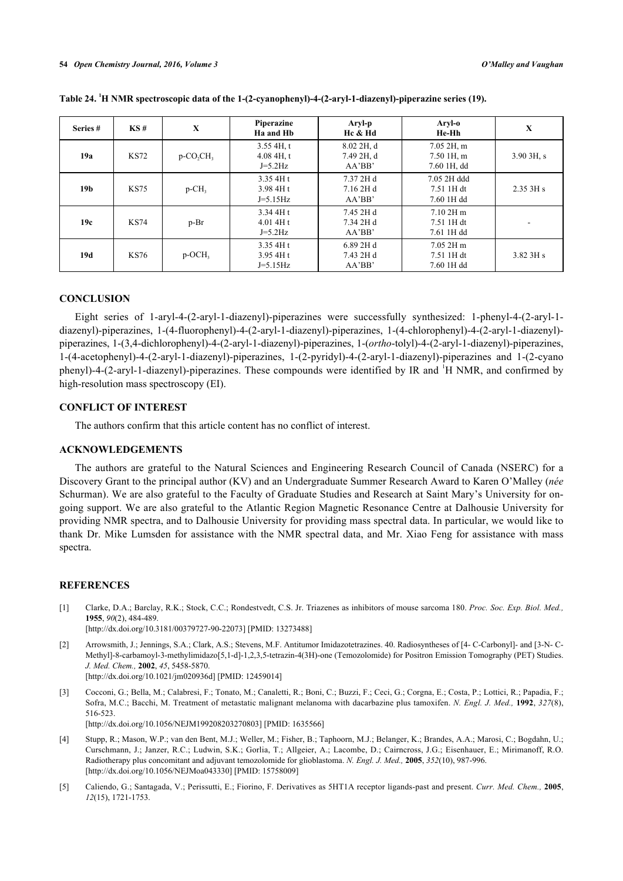**Table 24. $^1$H NMR spectroscopic data of the 1-(2-cyanophenyl)-4-(2-aryl-1-diazenyl)-piperazine series (19).**

| Series # | KS # | X | Piperazine Ha and Hb | Aryl-p Hc & Hd | Aryl-o He-Hh | X |
|---|---|---|---|---|---|---|
| **19a** | KS72 | p-$CO_2CH_3$ | 3.55 4H, t<br>4.08 4H, t<br>J=5.2Hz | 8.02 2H, d<br>7.49 2H, d<br>AA'BB' | 7.05 2H, m<br>7.50 1H, m<br>7.60 1H, dd | 3.90 3H, s |
| **19b** | KS75 | p-$CH_3$ | 3.35 4H t<br>3.98 4H t<br>J=5.15Hz | 7.37 2H d<br>7.16 2H d<br>AA'BB' | 7.05 2H ddd<br>7.51 1H dt<br>7.60 1H dd | 2.35 3H s |
| **19c** | KS74 | p-Br | 3.34 4H t<br>4.01 4H t<br>J=5.2Hz | 7.45 2H d<br>7.34 2H d<br>AA'BB' | 7.10 2H m<br>7.51 1H dt<br>7.61 1H dd | - |
| **19d** | KS76 | p-$OCH_3$ | 3.35 4H t<br>3.95 4H t<br>J=5.15Hz | 6.89 2H d<br>7.43 2H d<br>AA'BB' | 7.05 2H m<br>7.51 1H dt<br>7.60 1H dd | 3.82 3H s |

## CONCLUSION

Eight series of 1-aryl-4-(2-aryl-1-diazenyl)-piperazines were successfully synthesized: 1-phenyl-4-(2-aryl-1-diazenyl)-piperazines, 1-(4-fluorophenyl)-4-(2-aryl-1-diazenyl)-piperazines, 1-(4-chlorophenyl)-4-(2-aryl-1-diazenyl)-piperazines, 1-(3,4-dichlorophenyl)-4-(2-aryl-1-diazenyl)-piperazines, 1-(*ortho*-tolyl)-4-(2-aryl-1-diazenyl)-piperazines, 1-(4-acetophenyl)-4-(2-aryl-1-diazenyl)-piperazines, 1-(2-pyridyl)-4-(2-aryl-1-diazenyl)-piperazines and 1-(2-cyano phenyl)-4-(2-aryl-1-diazenyl)-piperazines. These compounds were identified by IR and $^1$H NMR, and confirmed by high-resolution mass spectroscopy (EI).

## CONFLICT OF INTEREST

The authors confirm that this article content has no conflict of interest.

## ACKNOWLEDGEMENTS

The authors are grateful to the Natural Sciences and Engineering Research Council of Canada (NSERC) for a Discovery Grant to the principal author (KV) and an Undergraduate Summer Research Award to Karen O'Malley (*née* Schurman). We are also grateful to the Faculty of Graduate Studies and Research at Saint Mary's University for on-going support. We are also grateful to the Atlantic Region Magnetic Resonance Centre at Dalhousie University for providing NMR spectra, and to Dalhousie University for providing mass spectral data. In particular, we would like to thank Dr. Mike Lumsden for assistance with the NMR spectral data, and Mr. Xiao Feng for assistance with mass spectra.

## REFERENCES

[1] Clarke, D.A.; Barclay, R.K.; Stock, C.C.; Rondestvedt, C.S. Jr. Triazenes as inhibitors of mouse sarcoma 180. *Proc. Soc. Exp. Biol. Med.,* **1955**, *90*(2), 484-489. [http://dx.doi.org/10.3181/00379727-90-22073] [PMID: 13273488]

[2] Arrowsmith, J.; Jennings, S.A.; Clark, A.S.; Stevens, M.F. Antitumor Imidazotetrazines. 40. Radiosyntheses of [4- C-Carbonyl]- and [3-N- C-Methyl]-8-carbamoyl-3-methylimidazo[5,1-d]-1,2,3,5-tetrazin-4(3H)-one (Temozolomide) for Positron Emission Tomography (PET) Studies. *J. Med. Chem.,* **2002**, *45*, 5458-5870. [http://dx.doi.org/10.1021/jm020936d] [PMID: 12459014]

[3] Cocconi, G.; Bella, M.; Calabresi, F.; Tonato, M.; Canaletti, R.; Boni, C.; Buzzi, F.; Ceci, G.; Corgna, E.; Costa, P.; Lottici, R.; Papadia, F.; Sofra, M.C.; Bacchi, M. Treatment of metastatic malignant melanoma with dacarbazine plus tamoxifen. *N. Engl. J. Med.,* **1992**, *327*(8), 516-523. [http://dx.doi.org/10.1056/NEJM199208203270803] [PMID: 1635566]

[4] Stupp, R.; Mason, W.P.; van den Bent, M.J.; Weller, M.; Fisher, B.; Taphoorn, M.J.; Belanger, K.; Brandes, A.A.; Marosi, C.; Bogdahn, U.; Curschmann, J.; Janzer, R.C.; Ludwin, S.K.; Gorlia, T.; Allgeier, A.; Lacombe, D.; Cairncross, J.G.; Eisenhauer, E.; Mirimanoff, R.O. Radiotherapy plus concomitant and adjuvant temozolomide for glioblastoma. *N. Engl. J. Med.,* **2005**, *352*(10), 987-996. [http://dx.doi.org/10.1056/NEJMoa043330] [PMID: 15758009]

[5] Caliendo, G.; Santagada, V.; Perissutti, E.; Fiorino, F. Derivatives as 5HT1A receptor ligands-past and present. *Curr. Med. Chem.,* **2005**, *12*(15), 1721-1753.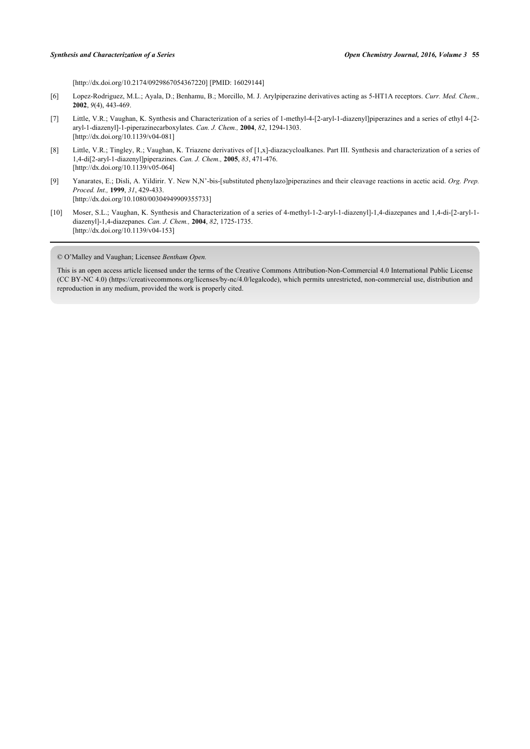[http://dx.doi.org/10.2174/0929867054367220] [PMID: 16029144]

[6] Lopez-Rodriguez, M.L.; Ayala, D.; Benhamu, B.; Morcillo, M. J. Arylpiperazine derivatives acting as 5-HT1A receptors. *Curr. Med. Chem.,* **2002**, *9*(4), 443-469.

[7] Little, V.R.; Vaughan, K. Synthesis and Characterization of a series of 1-methyl-4-[2-aryl-1-diazenyl]piperazines and a series of ethyl 4-[2-aryl-1-diazenyl]-1-piperazinecarboxylates. *Can. J. Chem.,* **2004**, *82*, 1294-1303. [http://dx.doi.org/10.1139/v04-081]

[8] Little, V.R.; Tingley, R.; Vaughan, K. Triazene derivatives of [1,x]-diazacycloalkanes. Part III. Synthesis and characterization of a series of 1,4-di[2-aryl-1-diazenyl]piperazines. *Can. J. Chem.,* **2005**, *83*, 471-476. [http://dx.doi.org/10.1139/v05-064]

[9] Yanarates, E.; Disli, A. Yildirir. Y. New N,N'-bis-[substituted phenylazo]piperazines and their cleavage reactions in acetic acid. *Org. Prep. Proced. Int.,* **1999**, *31*, 429-433. [http://dx.doi.org/10.1080/00304949909355733]

[10] Moser, S.L.; Vaughan, K. Synthesis and Characterization of a series of 4-methyl-1-2-aryl-1-diazenyl]-1,4-diazepanes and 1,4-di-[2-aryl-1-diazenyl]-1,4-diazepanes. *Can. J. Chem.,* **2004**, *82*, 1725-1735. [http://dx.doi.org/10.1139/v04-153]

© O'Malley and Vaughan; Licensee *Bentham Open.*

This is an open access article licensed under the terms of the Creative Commons Attribution-Non-Commercial 4.0 International Public License (CC BY-NC 4.0) (https://creativecommons.org/licenses/by-nc/4.0/legalcode), which permits unrestricted, non-commercial use, distribution and reproduction in any medium, provided the work is properly cited.